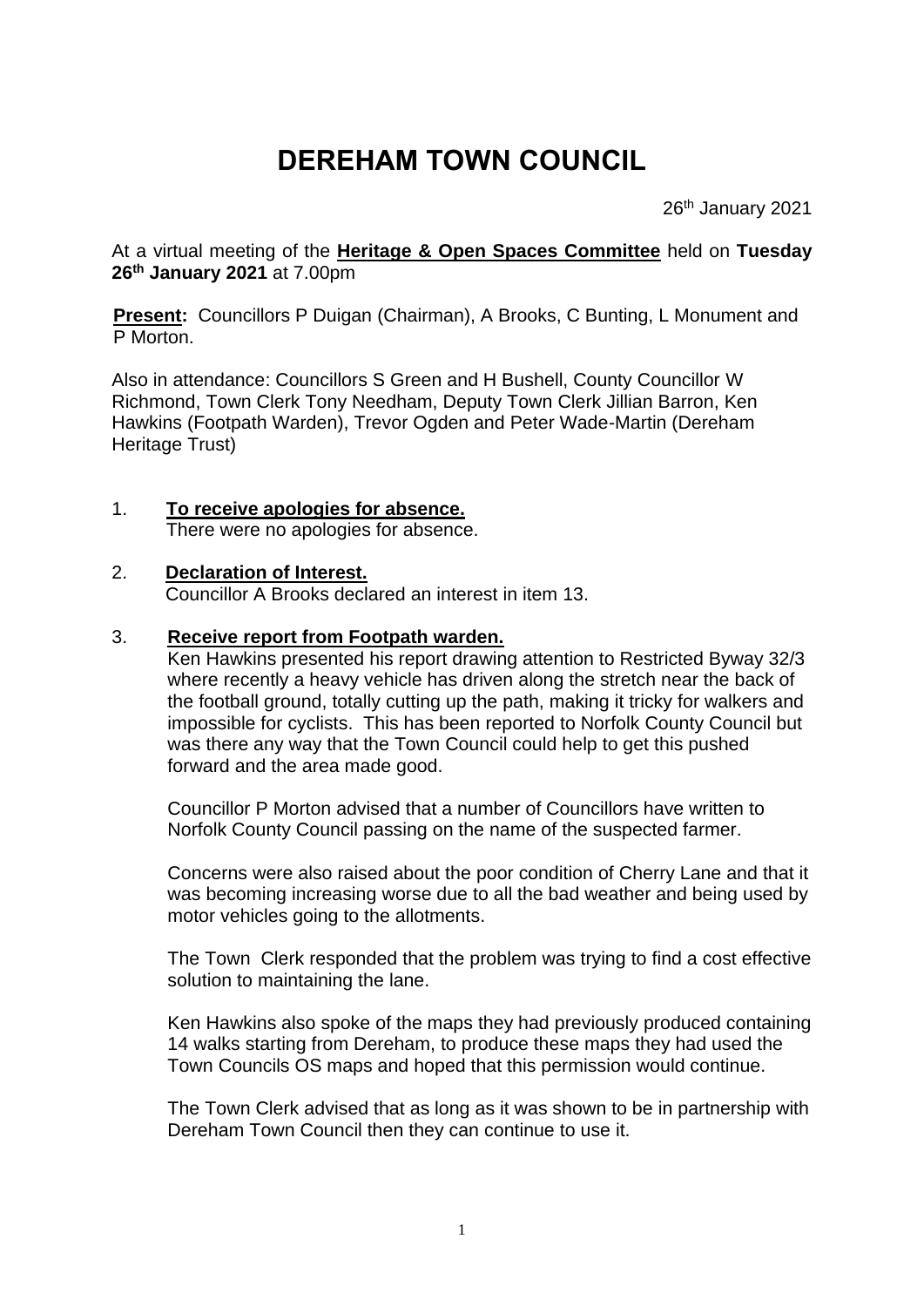# DEREHAM TOWN COUNCIL

26th January 2021

At a virtual meeting of the **Heritage & Open Spaces Committee** held on **Tuesday 26th January 2021** at 7.00pm

**Present:** Councillors P Duigan (Chairman), A Brooks, C Bunting, L Monument and P Morton.

Also in attendance: Councillors S Green and H Bushell, County Councillor W Richmond, Town Clerk Tony Needham, Deputy Town Clerk Jillian Barron, Ken Hawkins (Footpath Warden), Trevor Ogden and Peter Wade-Martin (Dereham Heritage Trust)

1. **To receive apologies for absence.**
   There were no apologies for absence.

2. **Declaration of Interest.**
   Councillor A Brooks declared an interest in item 13.

3. **Receive report from Footpath warden.**
   Ken Hawkins presented his report drawing attention to Restricted Byway 32/3 where recently a heavy vehicle has driven along the stretch near the back of the football ground, totally cutting up the path, making it tricky for walkers and impossible for cyclists. This has been reported to Norfolk County Council but was there any way that the Town Council could help to get this pushed forward and the area made good.

   Councillor P Morton advised that a number of Councillors have written to Norfolk County Council passing on the name of the suspected farmer.

   Concerns were also raised about the poor condition of Cherry Lane and that it was becoming increasing worse due to all the bad weather and being used by motor vehicles going to the allotments.

   The Town Clerk responded that the problem was trying to find a cost effective solution to maintaining the lane.

   Ken Hawkins also spoke of the maps they had previously produced containing 14 walks starting from Dereham, to produce these maps they had used the Town Councils OS maps and hoped that this permission would continue.

   The Town Clerk advised that as long as it was shown to be in partnership with Dereham Town Council then they can continue to use it.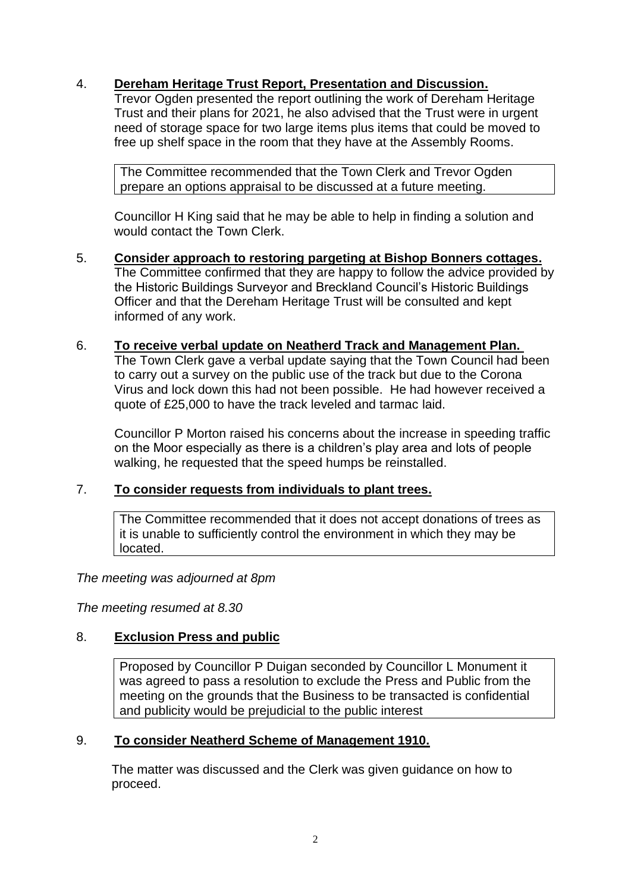4. **Dereham Heritage Trust Report, Presentation and Discussion.**
   Trevor Ogden presented the report outlining the work of Dereham Heritage Trust and their plans for 2021, he also advised that the Trust were in urgent need of storage space for two large items plus items that could be moved to free up shelf space in the room that they have at the Assembly Rooms.

   The Committee recommended that the Town Clerk and Trevor Ogden prepare an options appraisal to be discussed at a future meeting.

   Councillor H King said that he may be able to help in finding a solution and would contact the Town Clerk.

5. **Consider approach to restoring pargeting at Bishop Bonners cottages.**
   The Committee confirmed that they are happy to follow the advice provided by the Historic Buildings Surveyor and Breckland Council's Historic Buildings Officer and that the Dereham Heritage Trust will be consulted and kept informed of any work.

6. **To receive verbal update on Neatherd Track and Management Plan.**
   The Town Clerk gave a verbal update saying that the Town Council had been to carry out a survey on the public use of the track but due to the Corona Virus and lock down this had not been possible. He had however received a quote of £25,000 to have the track leveled and tarmac laid.

   Councillor P Morton raised his concerns about the increase in speeding traffic on the Moor especially as there is a children's play area and lots of people walking, he requested that the speed humps be reinstalled.

7. **To consider requests from individuals to plant trees.**

   The Committee recommended that it does not accept donations of trees as it is unable to sufficiently control the environment in which they may be located.

*The meeting was adjourned at 8pm*

*The meeting resumed at 8.30*

8. **Exclusion Press and public**

   Proposed by Councillor P Duigan seconded by Councillor L Monument it was agreed to pass a resolution to exclude the Press and Public from the meeting on the grounds that the Business to be transacted is confidential and publicity would be prejudicial to the public interest

9. **To consider Neatherd Scheme of Management 1910.**

   The matter was discussed and the Clerk was given guidance on how to proceed.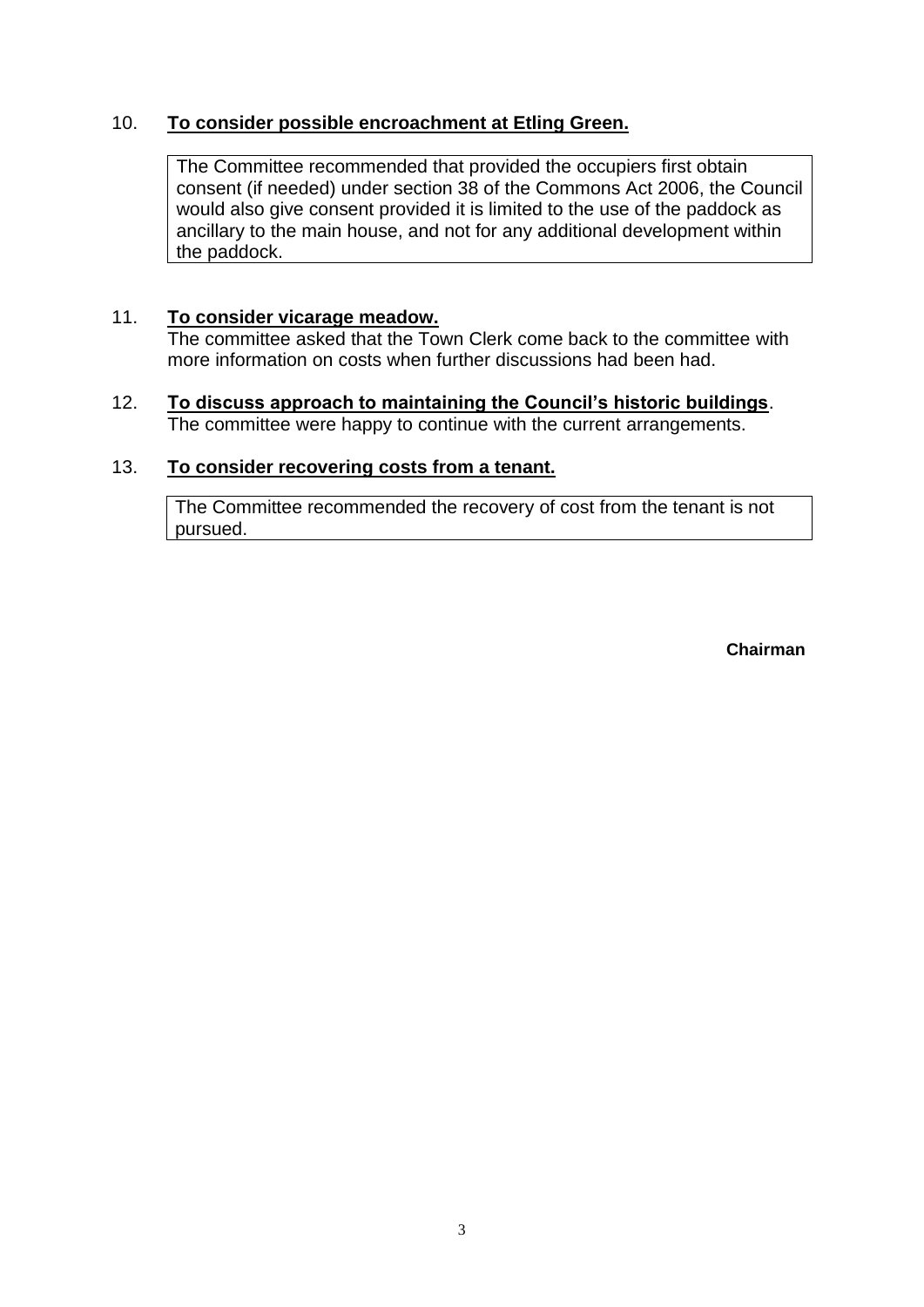10. **To consider possible encroachment at Etling Green.**

    > The Committee recommended that provided the occupiers first obtain consent (if needed) under section 38 of the Commons Act 2006, the Council would also give consent provided it is limited to the use of the paddock as ancillary to the main house, and not for any additional development within the paddock.

11. **To consider vicarage meadow.**
    The committee asked that the Town Clerk come back to the committee with more information on costs when further discussions had been had.

12. **To discuss approach to maintaining the Council's historic buildings**.
    The committee were happy to continue with the current arrangements.

13. **To consider recovering costs from a tenant.**

    > The Committee recommended the recovery of cost from the tenant is not pursued.

**Chairman**